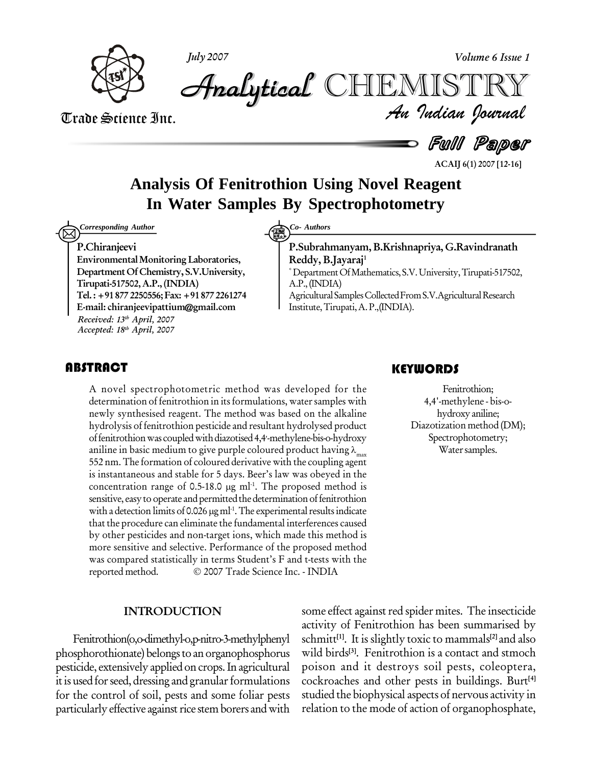Full Paper

# Analysis Of Fenitrothion Using Novel Reagent In Water Samples By Spectrophotometry

*Corresponding Author*

**P.Chiranjeevi**
**Environmental Monitoring Laboratories, Department Of Chemistry, S.V.University, Tirupati-517502, A.P., (INDIA)**
**Tel. : +91 877 2250556; Fax: +91 877 2261274**
**E-mail: chiranjeevipattium@gmail.com**

*Received: 13th April, 2007*
*Accepted: 18th April, 2007*

*Co- Authors*

**P.Subrahmanyam, B.Krishnapriya, G.Ravindranath Reddy, B.Jayaraj**[1]

[*] Department Of Mathematics, S.V. University, Tirupati-517502, A.P., (INDIA)

Agricultural Samples Collected From S.V.Agricultural Research Institute, Tirupati, A. P.,(INDIA).

## ABSTRACT

A novel spectrophotometric method was developed for the determination of fenitrothion in its formulations, water samples with newly synthesised reagent. The method was based on the alkaline hydrolysis of fenitrothion pesticide and resultant hydrolysed product of fenitrothion was coupled with diazotised 4,4'-methylene-bis-o-hydroxy aniline in basic medium to give purple coloured product having $\lambda_{max}$ 552 nm. The formation of coloured derivative with the coupling agent is instantaneous and stable for 5 days. Beer's law was obeyed in the concentration range of 0.5-18.0 μg ml$^{-1}$. The proposed method is sensitive, easy to operate and permitted the determination of fenitrothion with a detection limits of 0.026 μg ml$^{-1}$. The experimental results indicate that the procedure can eliminate the fundamental interferences caused by other pesticides and non-target ions, which made this method is more sensitive and selective. Performance of the proposed method was compared statistically in terms Student's F and t-tests with the reported method. © 2007 Trade Science Inc. - INDIA

## KEYWORDS

Fenitrothion;
4,4'-methylene - bis-o-hydroxy aniline;
Diazotization method (DM);
Spectrophotometry;
Water samples.

## INTRODUCTION

Fenitrothion(o,o-dimethyl-o,p-nitro-3-methylphenyl phosphorothionate) belongs to an organophosphorus pesticide, extensively applied on crops. In agricultural it is used for seed, dressing and granular formulations for the control of soil, pests and some foliar pests particularly effective against rice stem borers and with some effect against red spider mites. The insecticide activity of Fenitrothion has been summarised by schmitt[1]. It is slightly toxic to mammals[2] and also wild birds[3]. Fenitrothion is a contact and stmoch poison and it destroys soil pests, coleoptera, cockroaches and other pests in buildings. Burt[4] studied the biophysical aspects of nervous activity in relation to the mode of action of organophosphate,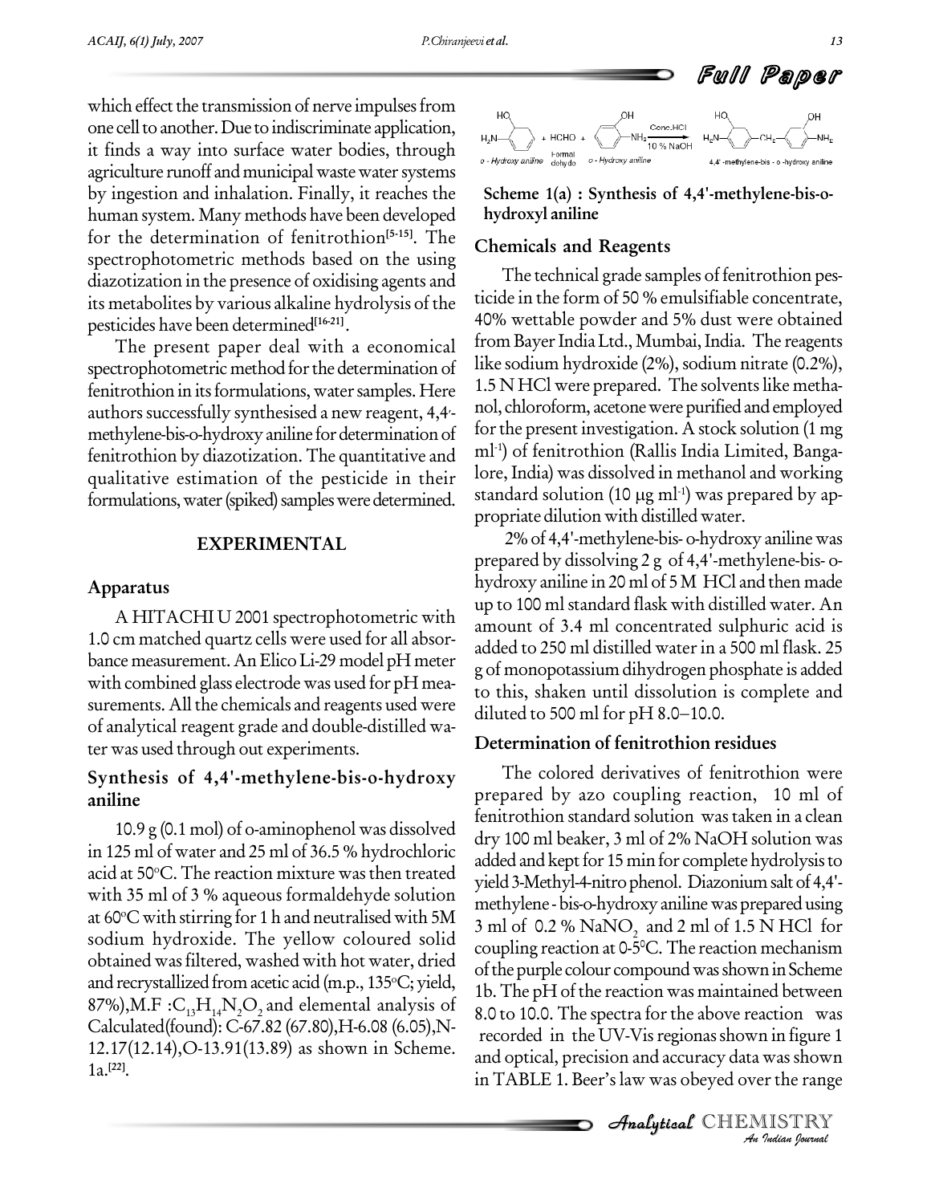which effect the transmission of nerve impulses from one cell to another. Due to indiscriminate application, it finds a way into surface water bodies, through agriculture runoff and municipal waste water systems by ingestion and inhalation. Finally, it reaches the human system. Many methods have been developed for the determination of fenitrothion[5-15]. The spectrophotometric methods based on the using diazotization in the presence of oxidising agents and its metabolites by various alkaline hydrolysis of the pesticides have been determined[16-21].

The present paper deal with a economical spectrophotometric method for the determination of fenitrothion in its formulations, water samples. Here authors successfully synthesised a new reagent, 4,4'-methylene-bis-o-hydroxy aniline for determination of fenitrothion by diazotization. The quantitative and qualitative estimation of the pesticide in their formulations, water (spiked) samples were determined.

## EXPERIMENTAL

### Apparatus

A HITACHI U 2001 spectrophotometric with 1.0 cm matched quartz cells were used for all absorbance measurement. An Elico Li-29 model pH meter with combined glass electrode was used for pH measurements. All the chemicals and reagents used were of analytical reagent grade and double-distilled water was used through out experiments.

### Synthesis of 4,4'-methylene-bis-o-hydroxy aniline

10.9 g (0.1 mol) of o-aminophenol was dissolved in 125 ml of water and 25 ml of 36.5 % hydrochloric acid at 50°C. The reaction mixture was then treated with 35 ml of 3 % aqueous formaldehyde solution at 60°C with stirring for 1 h and neutralised with 5M sodium hydroxide. The yellow coloured solid obtained was filtered, washed with hot water, dried and recrystallized from acetic acid (m.p., 135°C; yield, 87%),M.F : $C_{13}H_{14}N_2O_2$ and elemental analysis of Calculated(found): C-67.82 (67.80),H-6.08 (6.05),N-12.17(12.14),O-13.91(13.89) as shown in Scheme. 1a.[22].

o - Hydroxy aniline + HCHO (Formal dehyde) + o - Hydroxy aniline → (Conc.HCl, 10 % NaOH) 4,4'-methylene-bis - o -hydroxy aniline

**Scheme 1(a) : Synthesis of 4,4'-methylene-bis-o-hydroxyl aniline**

### Chemicals and Reagents

The technical grade samples of fenitrothion pesticide in the form of 50 % emulsifiable concentrate, 40% wettable powder and 5% dust were obtained from Bayer India Ltd., Mumbai, India. The reagents like sodium hydroxide (2%), sodium nitrate (0.2%), 1.5 N HCl were prepared. The solvents like methanol, chloroform, acetone were purified and employed for the present investigation. A stock solution (1 mg ml$^{-1}$) of fenitrothion (Rallis India Limited, Bangalore, India) was dissolved in methanol and working standard solution (10 μg ml$^{-1}$) was prepared by appropriate dilution with distilled water.

2% of 4,4'-methylene-bis- o-hydroxy aniline was prepared by dissolving 2 g of 4,4'-methylene-bis- o-hydroxy aniline in 20 ml of 5 M HCl and then made up to 100 ml standard flask with distilled water. An amount of 3.4 ml concentrated sulphuric acid is added to 250 ml distilled water in a 500 ml flask. 25 g of monopotassium dihydrogen phosphate is added to this, shaken until dissolution is complete and diluted to 500 ml for pH 8.0–10.0.

### Determination of fenitrothion residues

The colored derivatives of fenitrothion were prepared by azo coupling reaction, 10 ml of fenitrothion standard solution was taken in a clean dry 100 ml beaker, 3 ml of 2% NaOH solution was added and kept for 15 min for complete hydrolysis to yield 3-Methyl-4-nitro phenol. Diazonium salt of 4,4'-methylene - bis-o-hydroxy aniline was prepared using 3 ml of 0.2 % $NaNO_2$ and 2 ml of 1.5 N HCl for coupling reaction at 0-5°C. The reaction mechanism of the purple colour compound was shown in Scheme 1b. The pH of the reaction was maintained between 8.0 to 10.0. The spectra for the above reaction was recorded in the UV-Vis regionas shown in figure 1 and optical, precision and accuracy data was shown in TABLE 1. Beer's law was obeyed over the range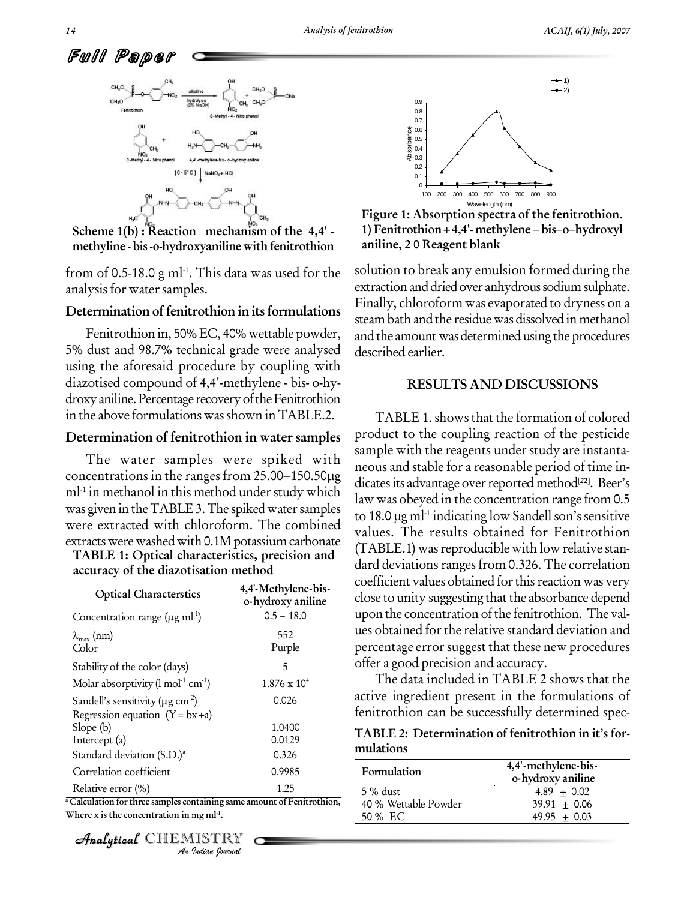Scheme 1(b) : Reaction mechanism of the 4,4' - methyline - bis -o-hydroxyaniline with fenitrothion

from of 0.5-18.0 g ml[-1]. This data was used for the analysis for water samples.

### Determination of fenitrothion in its formulations

Fenitrothion in, 50% EC, 40% wettable powder, 5% dust and 98.7% technical grade were analysed using the aforesaid procedure by coupling with diazotised compound of 4,4'-methylene - bis- o-hydroxy aniline. Percentage recovery of the Fenitrothion in the above formulations was shown in TABLE.2.

### Determination of fenitrothion in water samples

The water samples were spiked with concentrations in the ranges from 25.00–150.50μg ml[-1] in methanol in this method under study which was given in the TABLE 3. The spiked water samples were extracted with chloroform. The combined extracts were washed with 0.1M potassium carbonate solution to break any emulsion formed during the extraction and dried over anhydrous sodium sulphate. Finally, chloroform was evaporated to dryness on a steam bath and the residue was dissolved in methanol and the amount was determined using the procedures described earlier.

**TABLE 1: Optical characteristics, precision and accuracy of the diazotisation method**

| Optical Characterstics | 4,4'-Methylene-bis-o-hydroxy aniline |
|---|---|
| Concentration range (μg ml[-1]) | 0.5 – 18.0 |
| $\lambda_{max}$ (nm) | 552 |
| Color | Purple |
| Stability of the color (days) | 5 |
| Molar absorptivity (l mol[-1] cm[-1]) | $1.876 \times 10^4$ |
| Sandell's sensitivity (μg cm[-2]) | 0.026 |
| Regression equation (Y= bx+a) | |
| Slope (b) | 1.0400 |
| Intercept (a) | 0.0129 |
| Standard deviation (S.D.)[a] | 0.326 |
| Correlation coefficient | 0.9985 |
| Relative error (%) | 1.25 |

[a] Calculation for three samples containing same amount of Fenitrothion, Where x is the concentration in mg ml[-1].

Figure 1: Absorption spectra of the fenitrothion. 1) Fenitrothion + 4,4'- methylene – bis–o–hydroxyl aniline, 2 0 Reagent blank

## RESULTS AND DISCUSSIONS

TABLE 1. shows that the formation of colored product to the coupling reaction of the pesticide sample with the reagents under study are instantaneous and stable for a reasonable period of time indicates its advantage over reported method[22]. Beer's law was obeyed in the concentration range from 0.5 to 18.0 μg ml[-1] indicating low Sandell son's sensitive values. The results obtained for Fenitrothion (TABLE.1) was reproducible with low relative standard deviations ranges from 0.326. The correlation coefficient values obtained for this reaction was very close to unity suggesting that the absorbance depend upon the concentration of the fenitrothion. The values obtained for the relative standard deviation and percentage error suggest that these new procedures offer a good precision and accuracy.

The data included in TABLE 2 shows that the active ingredient present in the formulations of fenitrothion can be successfully determined spec-

**TABLE 2: Determination of fenitrothion in it's formulations**

| Formulation | 4,4'-methylene-bis-o-hydroxy aniline |
|---|---|
| 5 % dust | 4.89 ± 0.02 |
| 40 % Wettable Powder | 39.91 ± 0.06 |
| 50 % EC | 49.95 ± 0.03 |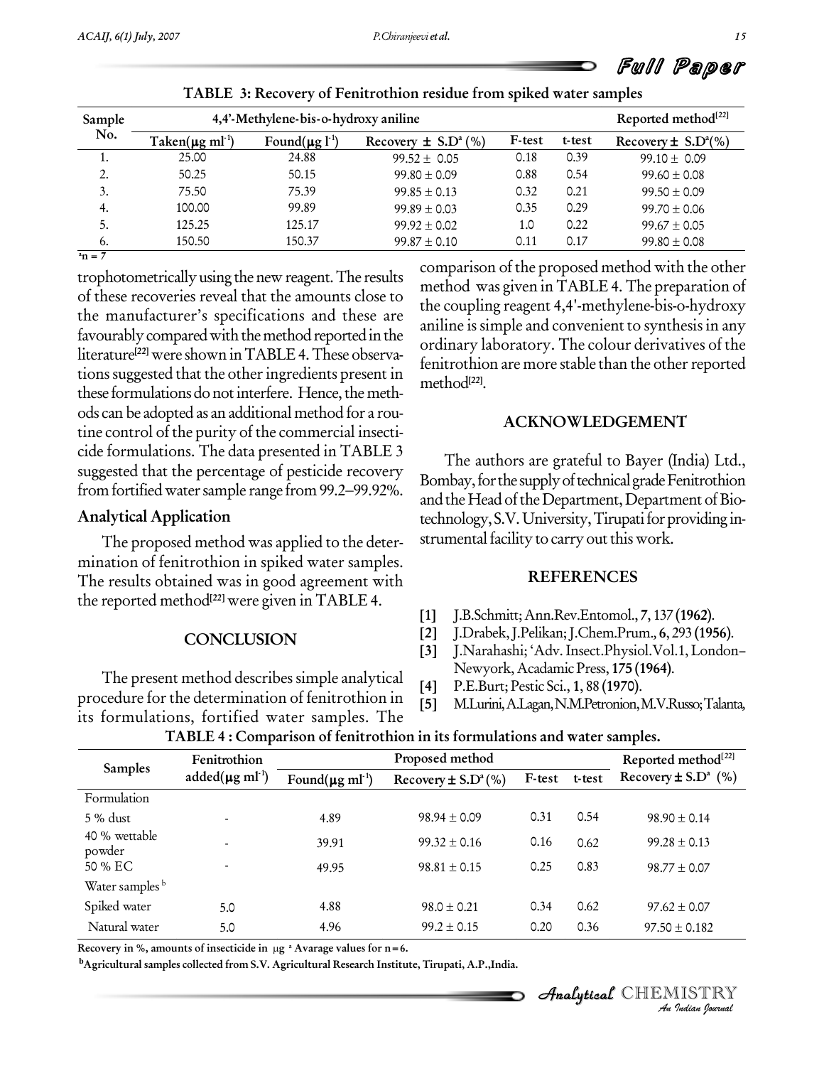TABLE 3: Recovery of Fenitrothion residue from spiked water samples

| Sample No. | 4,4'-Methylene-bis-o-hydroxy aniline | | | | | Reported method[22] |
|---|---|---|---|---|---|---|
| | Taken(μg ml$^{-1}$) | Found(μg l$^{-1}$) | Recovery ± S.D[a] (%) | F-test | t-test | Recovery ± S.D[a](%) |
| 1. | 25.00 | 24.88 | 99.52 ± 0.05 | 0.18 | 0.39 | 99.10 ± 0.09 |
| 2. | 50.25 | 50.15 | 99.80 ± 0.09 | 0.88 | 0.54 | 99.60 ± 0.08 |
| 3. | 75.50 | 75.39 | 99.85 ± 0.13 | 0.32 | 0.21 | 99.50 ± 0.09 |
| 4. | 100.00 | 99.89 | 99.89 ± 0.03 | 0.35 | 0.29 | 99.70 ± 0.06 |
| 5. | 125.25 | 125.17 | 99.92 ± 0.02 | 1.0 | 0.22 | 99.67 ± 0.05 |
| 6. | 150.50 | 150.37 | 99.87 ± 0.10 | 0.11 | 0.17 | 99.80 ± 0.08 |

[a]n = 7

trophotometrically using the new reagent. The results of these recoveries reveal that the amounts close to the manufacturer's specifications and these are favourably compared with the method reported in the literature[22] were shown in TABLE 4. These observations suggested that the other ingredients present in these formulations do not interfere. Hence, the methods can be adopted as an additional method for a routine control of the purity of the commercial insecticide formulations. The data presented in TABLE 3 suggested that the percentage of pesticide recovery from fortified water sample range from 99.2–99.92%.

## Analytical Application

The proposed method was applied to the determination of fenitrothion in spiked water samples. The results obtained was in good agreement with the reported method[22] were given in TABLE 4.

## CONCLUSION

The present method describes simple analytical procedure for the determination of fenitrothion in its formulations, fortified water samples. The comparison of the proposed method with the other method was given in TABLE 4. The preparation of the coupling reagent 4,4'-methylene-bis-o-hydroxy aniline is simple and convenient to synthesis in any ordinary laboratory. The colour derivatives of the fenitrothion are more stable than the other reported method[22].

## ACKNOWLEDGEMENT

The authors are grateful to Bayer (India) Ltd., Bombay, for the supply of technical grade Fenitrothion and the Head of the Department, Department of Biotechnology, S.V. University, Tirupati for providing instrumental facility to carry out this work.

## REFERENCES

[1] J.B.Schmitt; Ann.Rev.Entomol., **7**, 137 **(1962)**.

[2] J.Drabek, J.Pelikan; J.Chem.Prum., **6**, 293 **(1956)**.

[3] J.Narahashi; 'Adv. Insect.Physiol.Vol.1, London–Newyork, Acadamic Press, **175 (1964)**.

[4] P.E.Burt; Pestic Sci., **1**, 88 **(1970)**.

[5] M.Lurini, A.Lagan, N.M.Petronion, M.V.Russo; Talanta,

TABLE 4 : Comparison of fenitrothion in its formulations and water samples.

| Samples | Fenitrothion added(μg ml$^{-1}$) | Proposed method | | | | Reported method[22] |
|---|---|---|---|---|---|---|
| | | Found(μg ml$^{-1}$) | Recovery ± S.D[a] (%) | F-test | t-test | Recovery ± S.D[a] (%) |
| Formulation | | | | | | |
| 5 % dust | - | 4.89 | 98.94 ± 0.09 | 0.31 | 0.54 | 98.90 ± 0.14 |
| 40 % wettable powder | - | 39.91 | 99.32 ± 0.16 | 0.16 | 0.62 | 99.28 ± 0.13 |
| 50 % EC | - | 49.95 | 98.81 ± 0.15 | 0.25 | 0.83 | 98.77 ± 0.07 |
| Water samples[b] | | | | | | |
| Spiked water | 5.0 | 4.88 | 98.0 ± 0.21 | 0.34 | 0.62 | 97.62 ± 0.07 |
| Natural water | 5.0 | 4.96 | 99.2 ± 0.15 | 0.20 | 0.36 | 97.50 ± 0.182 |

Recovery in %, amounts of insecticide in μg [a] Avarage values for n = 6.

[b]Agricultural samples collected from S.V. Agricultural Research Institute, Tirupati, A.P.,India.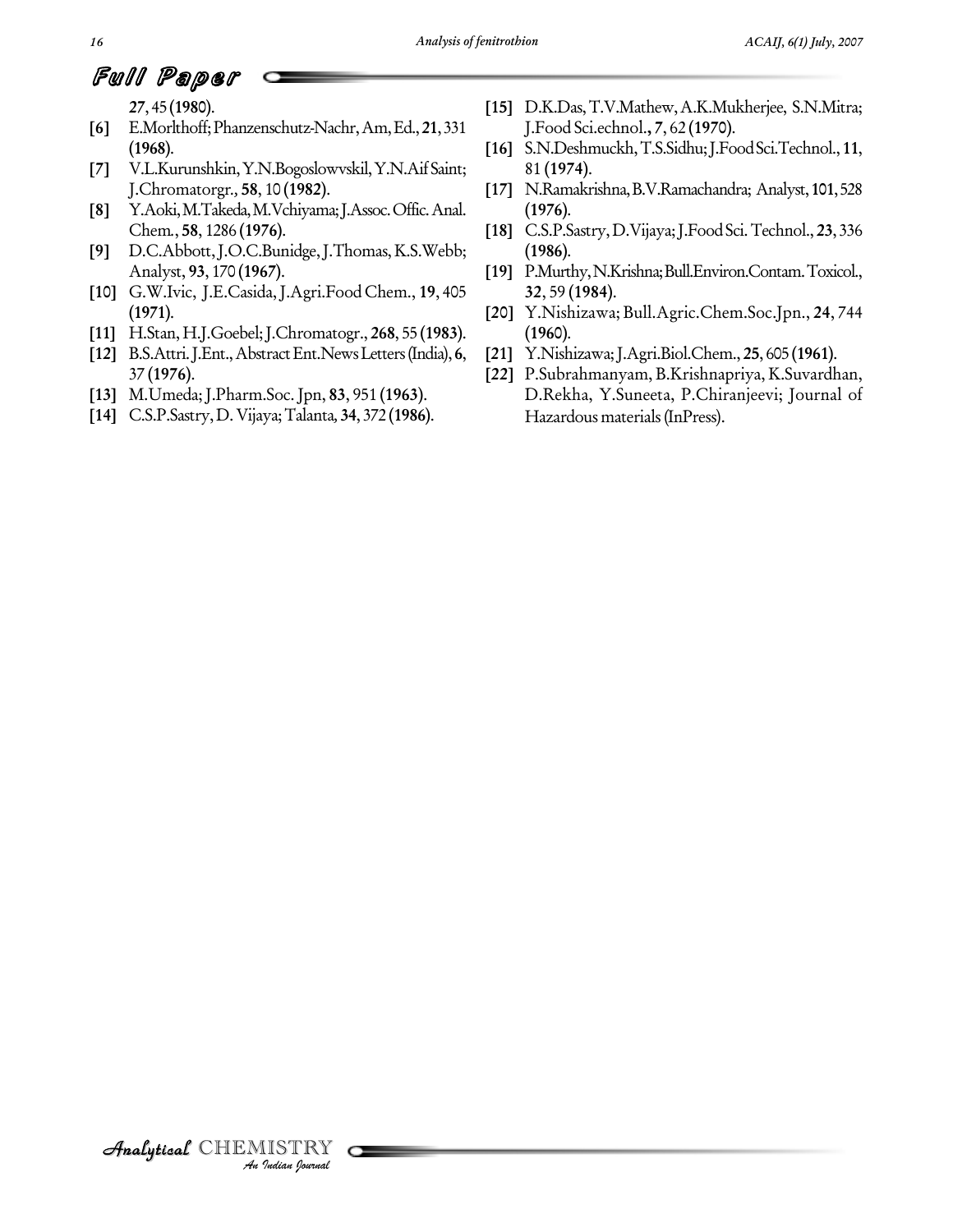27, 45 **(1980)**.

**[6]** E.Morlthoff; Phanzenschutz-Nachr, Am, Ed., **21**, 331 **(1968)**.

**[7]** V.L.Kurunshkin, Y.N.Bogoslowvskil, Y.N.Aif Saint; J.Chromatorgr., **58**, 10 **(1982)**.

**[8]** Y.Aoki, M.Takeda, M.Vchiyama; J.Assoc. Offic. Anal. Chem., **58**, 1286 **(1976)**.

**[9]** D.C.Abbott, J.O.C.Bunidge, J.Thomas, K.S.Webb; Analyst, **93**, 170 **(1967)**.

**[10]** G.W.Ivic, J.E.Casida, J.Agri.Food Chem., **19**, 405 **(1971)**.

**[11]** H.Stan, H.J.Goebel; J.Chromatogr., **268**, 55 **(1983)**.

**[12]** B.S.Attri. J.Ent., Abstract Ent.News Letters (India), **6**, 37 **(1976)**.

**[13]** M.Umeda; J.Pharm.Soc. Jpn, **83**, 951 **(1963)**.

**[14]** C.S.P.Sastry, D. Vijaya; Talanta, **34**, 372 **(1986)**.

**[15]** D.K.Das, T.V.Mathew, A.K.Mukherjee, S.N.Mitra; J.Food Sci.echnol., **7**, 62 **(1970)**.

**[16]** S.N.Deshmuckh, T.S.Sidhu; J.Food Sci.Technol., **11**, 81 **(1974)**.

**[17]** N.Ramakrishna, B.V.Ramachandra; Analyst, **101**, 528 **(1976)**.

**[18]** C.S.P.Sastry, D.Vijaya; J.Food Sci. Technol., **23**, 336 **(1986)**.

**[19]** P.Murthy, N.Krishna; Bull.Environ.Contam. Toxicol., **32**, 59 **(1984)**.

**[20]** Y.Nishizawa; Bull.Agric.Chem.Soc.Jpn., **24**, 744 **(1960)**.

**[21]** Y.Nishizawa; J.Agri.Biol.Chem., **25**, 605 **(1961)**.

**[22]** P.Subrahmanyam, B.Krishnapriya, K.Suvardhan, D.Rekha, Y.Suneeta, P.Chiranjeevi; Journal of Hazardous materials (InPress).